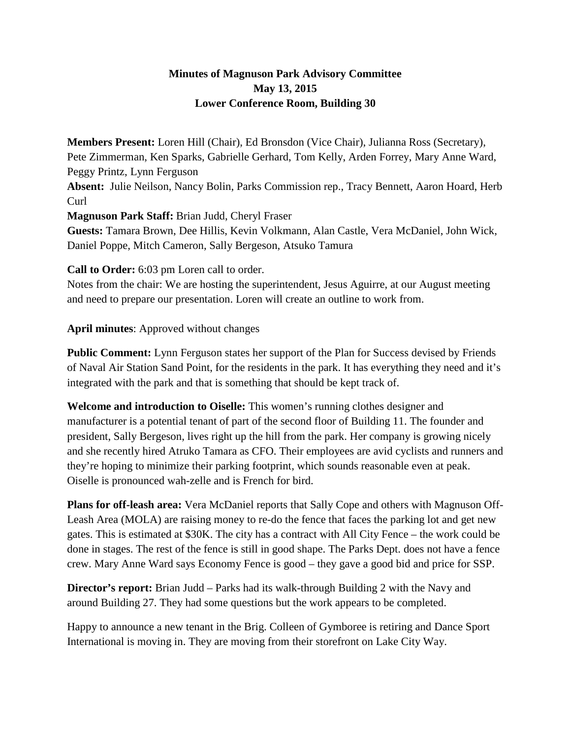# Minutes of Magnuson Park Advisory Committee
## May 13, 2015
## Lower Conference Room, Building 30

**Members Present:** Loren Hill (Chair), Ed Bronsdon (Vice Chair), Julianna Ross (Secretary), Pete Zimmerman, Ken Sparks, Gabrielle Gerhard, Tom Kelly, Arden Forrey, Mary Anne Ward, Peggy Printz, Lynn Ferguson
**Absent:** Julie Neilson, Nancy Bolin, Parks Commission rep., Tracy Bennett, Aaron Hoard, Herb Curl
**Magnuson Park Staff:** Brian Judd, Cheryl Fraser
**Guests:** Tamara Brown, Dee Hillis, Kevin Volkmann, Alan Castle, Vera McDaniel, John Wick, Daniel Poppe, Mitch Cameron, Sally Bergeson, Atsuko Tamura

**Call to Order:** 6:03 pm Loren call to order.
Notes from the chair: We are hosting the superintendent, Jesus Aguirre, at our August meeting and need to prepare our presentation. Loren will create an outline to work from.

**April minutes**: Approved without changes

**Public Comment:** Lynn Ferguson states her support of the Plan for Success devised by Friends of Naval Air Station Sand Point, for the residents in the park. It has everything they need and it's integrated with the park and that is something that should be kept track of.

**Welcome and introduction to Oiselle:** This women's running clothes designer and manufacturer is a potential tenant of part of the second floor of Building 11. The founder and president, Sally Bergeson, lives right up the hill from the park. Her company is growing nicely and she recently hired Atruko Tamara as CFO. Their employees are avid cyclists and runners and they're hoping to minimize their parking footprint, which sounds reasonable even at peak. Oiselle is pronounced wah-zelle and is French for bird.

**Plans for off-leash area:** Vera McDaniel reports that Sally Cope and others with Magnuson Off-Leash Area (MOLA) are raising money to re-do the fence that faces the parking lot and get new gates. This is estimated at $30K. The city has a contract with All City Fence – the work could be done in stages. The rest of the fence is still in good shape. The Parks Dept. does not have a fence crew. Mary Anne Ward says Economy Fence is good – they gave a good bid and price for SSP.

**Director's report:** Brian Judd – Parks had its walk-through Building 2 with the Navy and around Building 27. They had some questions but the work appears to be completed.

Happy to announce a new tenant in the Brig. Colleen of Gymboree is retiring and Dance Sport International is moving in. They are moving from their storefront on Lake City Way.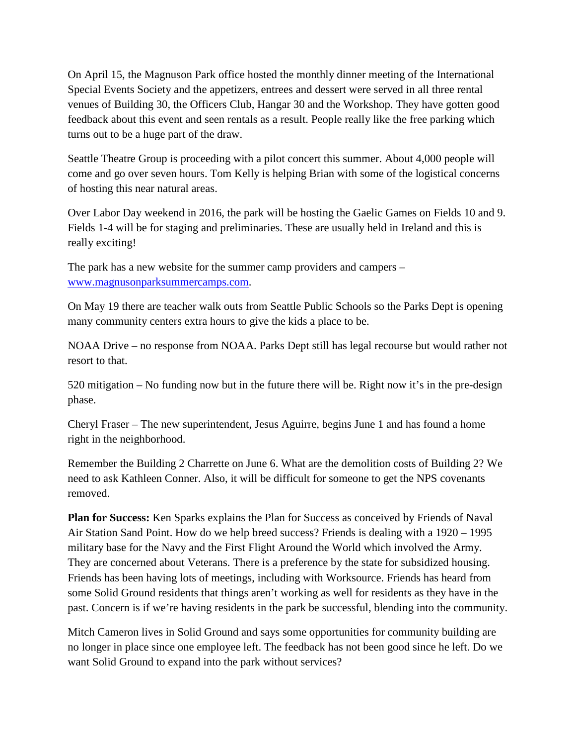On April 15, the Magnuson Park office hosted the monthly dinner meeting of the International Special Events Society and the appetizers, entrees and dessert were served in all three rental venues of Building 30, the Officers Club, Hangar 30 and the Workshop. They have gotten good feedback about this event and seen rentals as a result. People really like the free parking which turns out to be a huge part of the draw.

Seattle Theatre Group is proceeding with a pilot concert this summer. About 4,000 people will come and go over seven hours. Tom Kelly is helping Brian with some of the logistical concerns of hosting this near natural areas.

Over Labor Day weekend in 2016, the park will be hosting the Gaelic Games on Fields 10 and 9. Fields 1-4 will be for staging and preliminaries. These are usually held in Ireland and this is really exciting!

The park has a new website for the summer camp providers and campers – [www.magnusonparksummercamps.com](http://www.magnusonparksummercamps.com).

On May 19 there are teacher walk outs from Seattle Public Schools so the Parks Dept is opening many community centers extra hours to give the kids a place to be.

NOAA Drive – no response from NOAA. Parks Dept still has legal recourse but would rather not resort to that.

520 mitigation – No funding now but in the future there will be. Right now it's in the pre-design phase.

Cheryl Fraser – The new superintendent, Jesus Aguirre, begins June 1 and has found a home right in the neighborhood.

Remember the Building 2 Charrette on June 6. What are the demolition costs of Building 2? We need to ask Kathleen Conner. Also, it will be difficult for someone to get the NPS covenants removed.

**Plan for Success:** Ken Sparks explains the Plan for Success as conceived by Friends of Naval Air Station Sand Point. How do we help breed success? Friends is dealing with a 1920 – 1995 military base for the Navy and the First Flight Around the World which involved the Army. They are concerned about Veterans. There is a preference by the state for subsidized housing. Friends has been having lots of meetings, including with Worksource. Friends has heard from some Solid Ground residents that things aren't working as well for residents as they have in the past. Concern is if we're having residents in the park be successful, blending into the community.

Mitch Cameron lives in Solid Ground and says some opportunities for community building are no longer in place since one employee left. The feedback has not been good since he left. Do we want Solid Ground to expand into the park without services?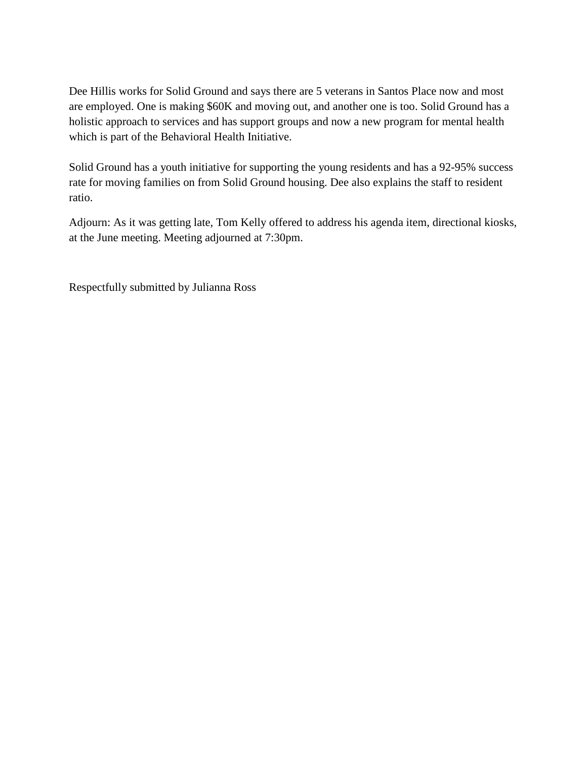Dee Hillis works for Solid Ground and says there are 5 veterans in Santos Place now and most are employed. One is making $60K and moving out, and another one is too. Solid Ground has a holistic approach to services and has support groups and now a new program for mental health which is part of the Behavioral Health Initiative.

Solid Ground has a youth initiative for supporting the young residents and has a 92-95% success rate for moving families on from Solid Ground housing. Dee also explains the staff to resident ratio.

Adjourn: As it was getting late, Tom Kelly offered to address his agenda item, directional kiosks, at the June meeting. Meeting adjourned at 7:30pm.

Respectfully submitted by Julianna Ross